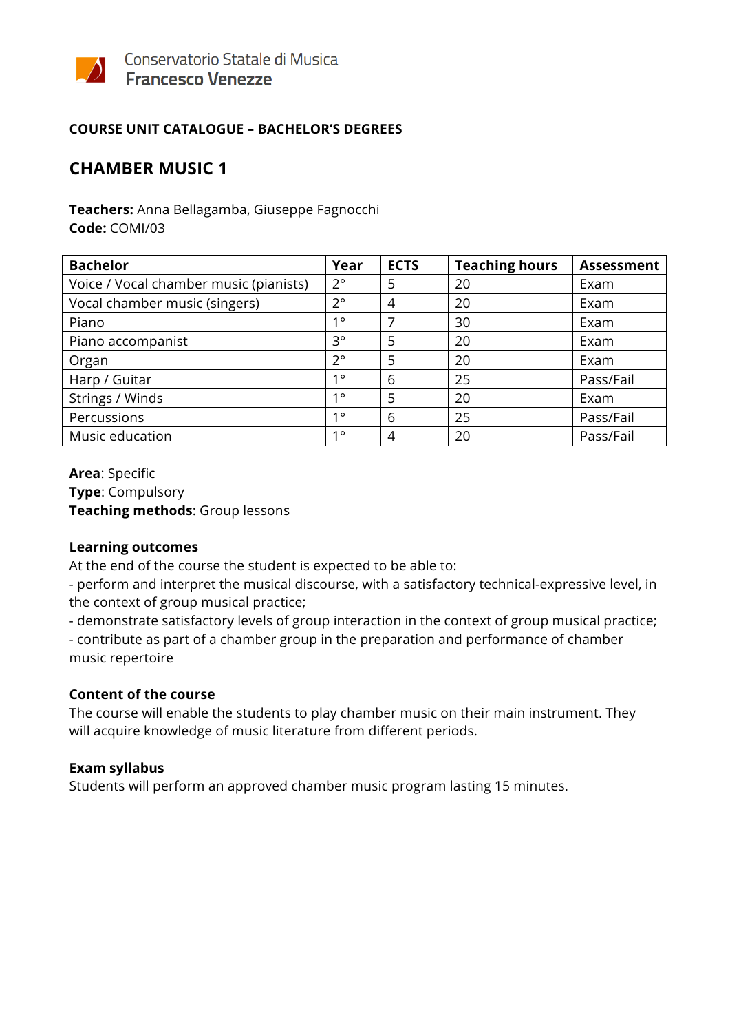Conservatorio Statale di Musica
**Francesco Venezze**

**COURSE UNIT CATALOGUE – BACHELOR'S DEGREES**

## CHAMBER MUSIC 1

**Teachers:** Anna Bellagamba, Giuseppe Fagnocchi
**Code:** COMI/03

| Bachelor | Year | ECTS | Teaching hours | Assessment |
|---|---|---|---|---|
| Voice / Vocal chamber music (pianists) | 2° | 5 | 20 | Exam |
| Vocal chamber music (singers) | 2° | 4 | 20 | Exam |
| Piano | 1° | 7 | 30 | Exam |
| Piano accompanist | 3° | 5 | 20 | Exam |
| Organ | 2° | 5 | 20 | Exam |
| Harp / Guitar | 1° | 6 | 25 | Pass/Fail |
| Strings / Winds | 1° | 5 | 20 | Exam |
| Percussions | 1° | 6 | 25 | Pass/Fail |
| Music education | 1° | 4 | 20 | Pass/Fail |

**Area**: Specific
**Type**: Compulsory
**Teaching methods**: Group lessons

### Learning outcomes

At the end of the course the student is expected to be able to:

- perform and interpret the musical discourse, with a satisfactory technical-expressive level, in the context of group musical practice;
- demonstrate satisfactory levels of group interaction in the context of group musical practice;
- contribute as part of a chamber group in the preparation and performance of chamber music repertoire

### Content of the course

The course will enable the students to play chamber music on their main instrument. They will acquire knowledge of music literature from different periods.

### Exam syllabus

Students will perform an approved chamber music program lasting 15 minutes.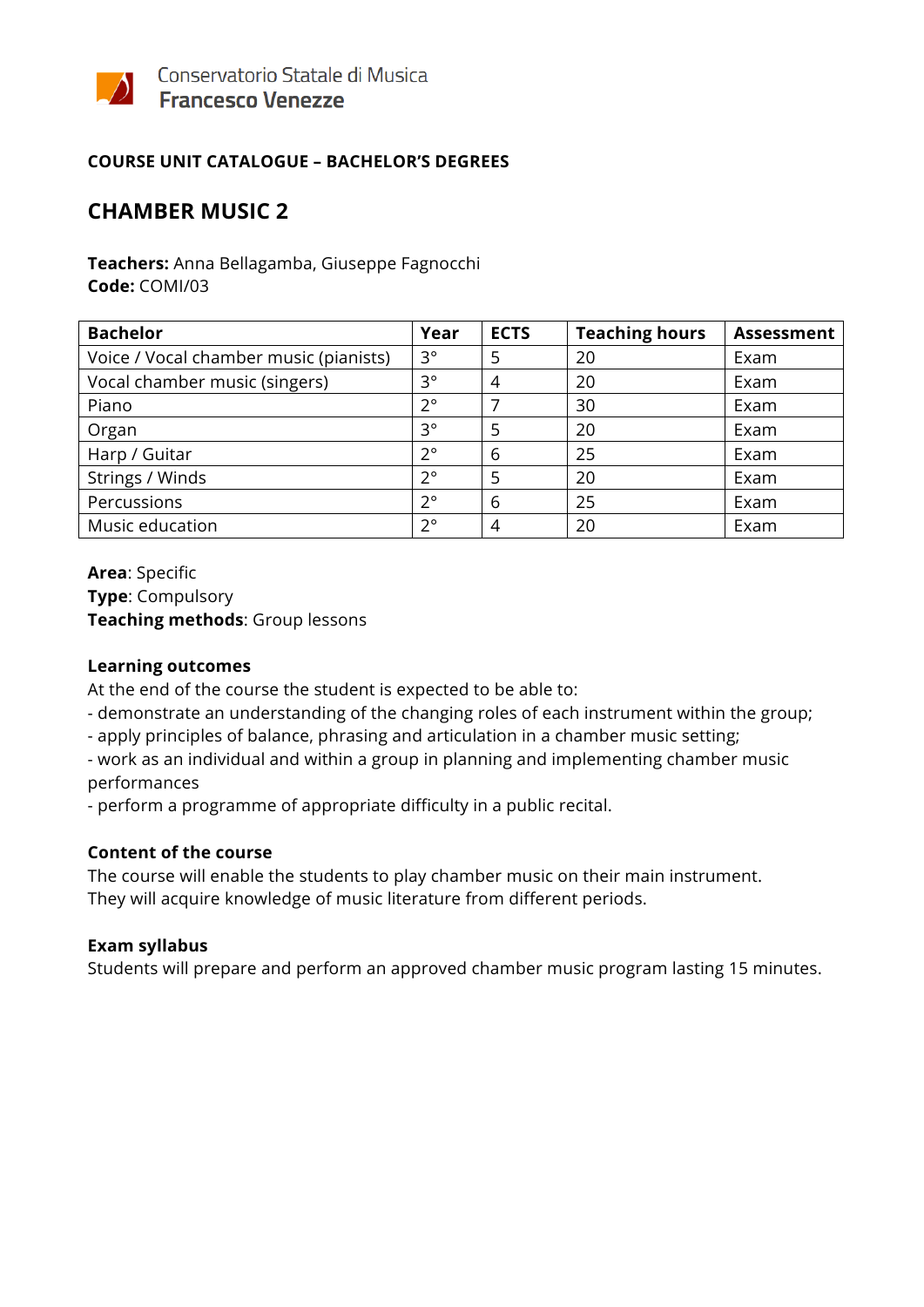Conservatorio Statale di Musica
**Francesco Venezze**

**COURSE UNIT CATALOGUE – BACHELOR'S DEGREES**

# CHAMBER MUSIC 2

**Teachers:** Anna Bellagamba, Giuseppe Fagnocchi
**Code:** COMI/03

| Bachelor | Year | ECTS | Teaching hours | Assessment |
|---|---|---|---|---|
| Voice / Vocal chamber music (pianists) | 3° | 5 | 20 | Exam |
| Vocal chamber music (singers) | 3° | 4 | 20 | Exam |
| Piano | 2° | 7 | 30 | Exam |
| Organ | 3° | 5 | 20 | Exam |
| Harp / Guitar | 2° | 6 | 25 | Exam |
| Strings / Winds | 2° | 5 | 20 | Exam |
| Percussions | 2° | 6 | 25 | Exam |
| Music education | 2° | 4 | 20 | Exam |

**Area**: Specific
**Type**: Compulsory
**Teaching methods**: Group lessons

**Learning outcomes**
At the end of the course the student is expected to be able to:
- demonstrate an understanding of the changing roles of each instrument within the group;
- apply principles of balance, phrasing and articulation in a chamber music setting;
- work as an individual and within a group in planning and implementing chamber music performances
- perform a programme of appropriate difficulty in a public recital.

**Content of the course**
The course will enable the students to play chamber music on their main instrument.
They will acquire knowledge of music literature from different periods.

**Exam syllabus**
Students will prepare and perform an approved chamber music program lasting 15 minutes.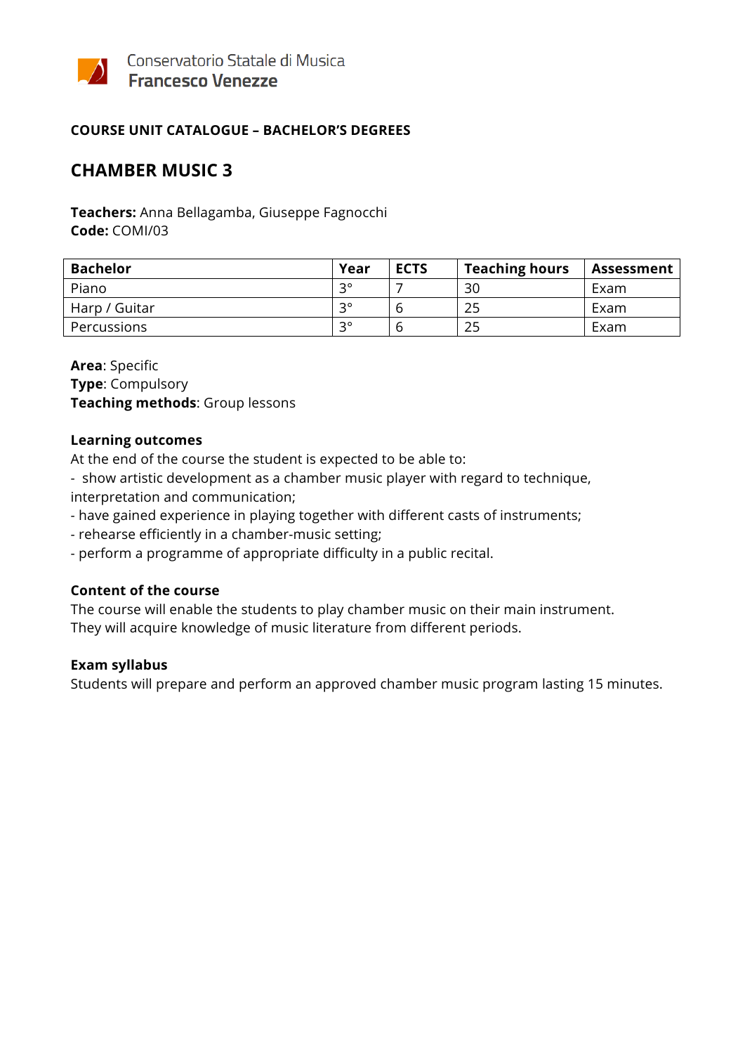Conservatorio Statale di Musica
**Francesco Venezze**

**COURSE UNIT CATALOGUE – BACHELOR'S DEGREES**

## CHAMBER MUSIC 3

**Teachers:** Anna Bellagamba, Giuseppe Fagnocchi
**Code:** COMI/03

| Bachelor | Year | ECTS | Teaching hours | Assessment |
|---|---|---|---|---|
| Piano | 3° | 7 | 30 | Exam |
| Harp / Guitar | 3° | 6 | 25 | Exam |
| Percussions | 3° | 6 | 25 | Exam |

**Area**: Specific
**Type**: Compulsory
**Teaching methods**: Group lessons

**Learning outcomes**
At the end of the course the student is expected to be able to:
- show artistic development as a chamber music player with regard to technique, interpretation and communication;
- have gained experience in playing together with different casts of instruments;
- rehearse efficiently in a chamber-music setting;
- perform a programme of appropriate difficulty in a public recital.

**Content of the course**
The course will enable the students to play chamber music on their main instrument. They will acquire knowledge of music literature from different periods.

**Exam syllabus**
Students will prepare and perform an approved chamber music program lasting 15 minutes.